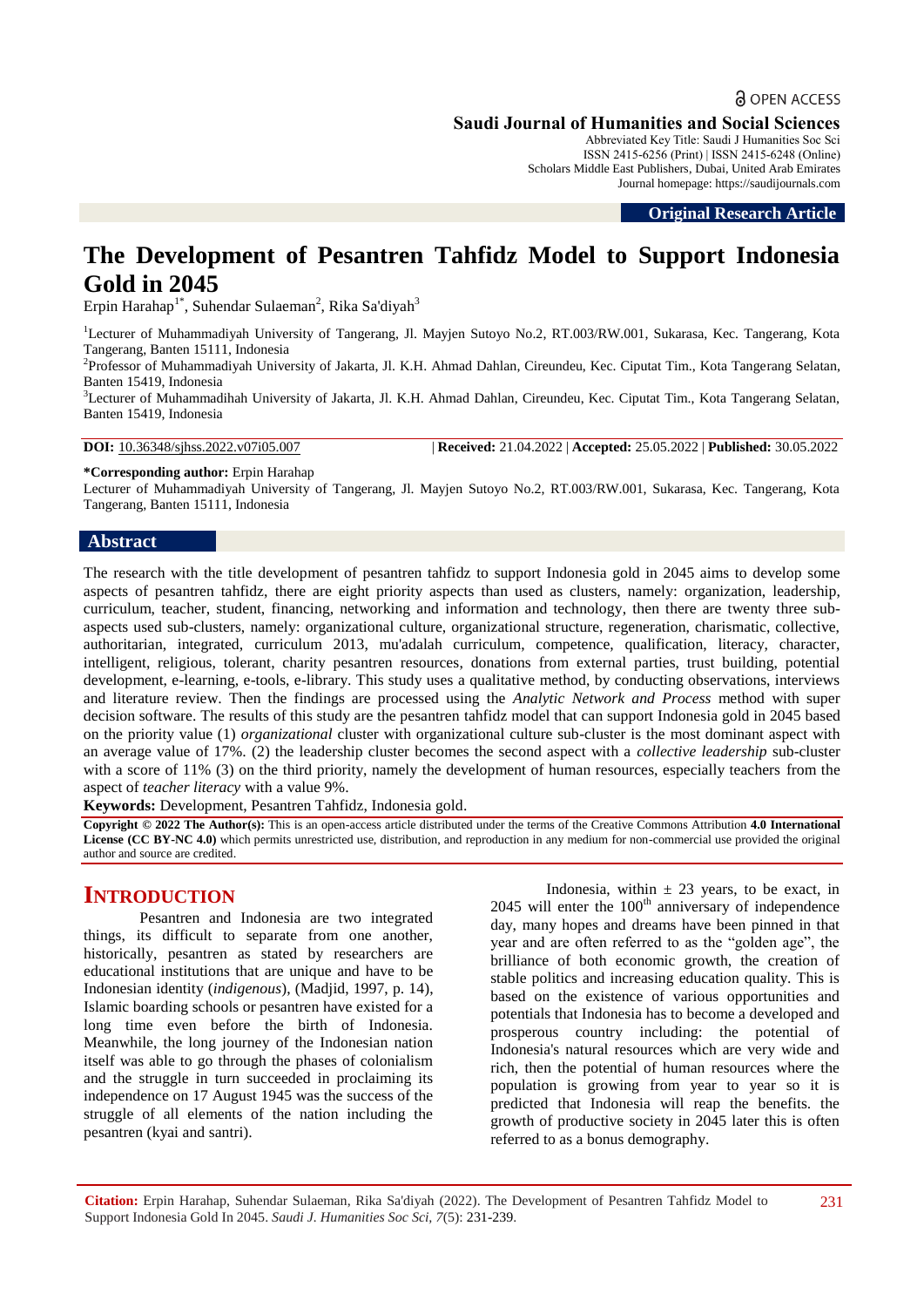OPEN ACCESS

**Saudi Journal of Humanities and Social Sciences**
Abbreviated Key Title: Saudi J Humanities Soc Sci
ISSN 2415-6256 (Print) | ISSN 2415-6248 (Online)
Scholars Middle East Publishers, Dubai, United Arab Emirates
Journal homepage: https://saudijournals.com

**Original Research Article**

# The Development of Pesantren Tahfidz Model to Support Indonesia Gold in 2045

Erpin Harahap[1*], Suhendar Sulaeman[2], Rika Sa'diyah[3]

[1]Lecturer of Muhammadiyah University of Tangerang, Jl. Mayjen Sutoyo No.2, RT.003/RW.001, Sukarasa, Kec. Tangerang, Kota Tangerang, Banten 15111, Indonesia
[2]Professor of Muhammadiyah University of Jakarta, Jl. K.H. Ahmad Dahlan, Cireundeu, Kec. Ciputat Tim., Kota Tangerang Selatan, Banten 15419, Indonesia
[3]Lecturer of Muhammadihah University of Jakarta, Jl. K.H. Ahmad Dahlan, Cireundeu, Kec. Ciputat Tim., Kota Tangerang Selatan, Banten 15419, Indonesia

**DOI:** 10.36348/sjhss.2022.v07i05.007 | **Received:** 21.04.2022 | **Accepted:** 25.05.2022 | **Published:** 30.05.2022

**\*Corresponding author:** Erpin Harahap
Lecturer of Muhammadiyah University of Tangerang, Jl. Mayjen Sutoyo No.2, RT.003/RW.001, Sukarasa, Kec. Tangerang, Kota Tangerang, Banten 15111, Indonesia

## Abstract

The research with the title development of pesantren tahfidz to support Indonesia gold in 2045 aims to develop some aspects of pesantren tahfidz, there are eight priority aspects than used as clusters, namely: organization, leadership, curriculum, teacher, student, financing, networking and information and technology, then there are twenty three sub-aspects used sub-clusters, namely: organizational culture, organizational structure, regeneration, charismatic, collective, authoritarian, integrated, curriculum 2013, mu'adalah curriculum, competence, qualification, literacy, character, intelligent, religious, tolerant, charity pesantren resources, donations from external parties, trust building, potential development, e-learning, e-tools, e-library. This study uses a qualitative method, by conducting observations, interviews and literature review. Then the findings are processed using the *Analytic Network and Process* method with super decision software. The results of this study are the pesantren tahfidz model that can support Indonesia gold in 2045 based on the priority value (1) *organizational* cluster with organizational culture sub-cluster is the most dominant aspect with an average value of 17%. (2) the leadership cluster becomes the second aspect with a *collective leadership* sub-cluster with a score of 11% (3) on the third priority, namely the development of human resources, especially teachers from the aspect of *teacher literacy* with a value 9%.

**Keywords:** Development, Pesantren Tahfidz, Indonesia gold.

**Copyright © 2022 The Author(s):** This is an open-access article distributed under the terms of the Creative Commons Attribution **4.0 International License (CC BY-NC 4.0)** which permits unrestricted use, distribution, and reproduction in any medium for non-commercial use provided the original author and source are credited.

## INTRODUCTION

Pesantren and Indonesia are two integrated things, its difficult to separate from one another, historically, pesantren as stated by researchers are educational institutions that are unique and have to be Indonesian identity (*indigenous*), (Madjid, 1997, p. 14), Islamic boarding schools or pesantren have existed for a long time even before the birth of Indonesia. Meanwhile, the long journey of the Indonesian nation itself was able to go through the phases of colonialism and the struggle in turn succeeded in proclaiming its independence on 17 August 1945 was the success of the struggle of all elements of the nation including the pesantren (kyai and santri).

Indonesia, within ± 23 years, to be exact, in 2045 will enter the 100th anniversary of independence day, many hopes and dreams have been pinned in that year and are often referred to as the "golden age", the brilliance of both economic growth, the creation of stable politics and increasing education quality. This is based on the existence of various opportunities and potentials that Indonesia has to become a developed and prosperous country including: the potential of Indonesia's natural resources which are very wide and rich, then the potential of human resources where the population is growing from year to year so it is predicted that Indonesia will reap the benefits. the growth of productive society in 2045 later this is often referred to as a bonus demography.

**Citation:** Erpin Harahap, Suhendar Sulaeman, Rika Sa'diyah (2022). The Development of Pesantren Tahfidz Model to Support Indonesia Gold In 2045. *Saudi J. Humanities Soc Sci, 7*(5): 231-239.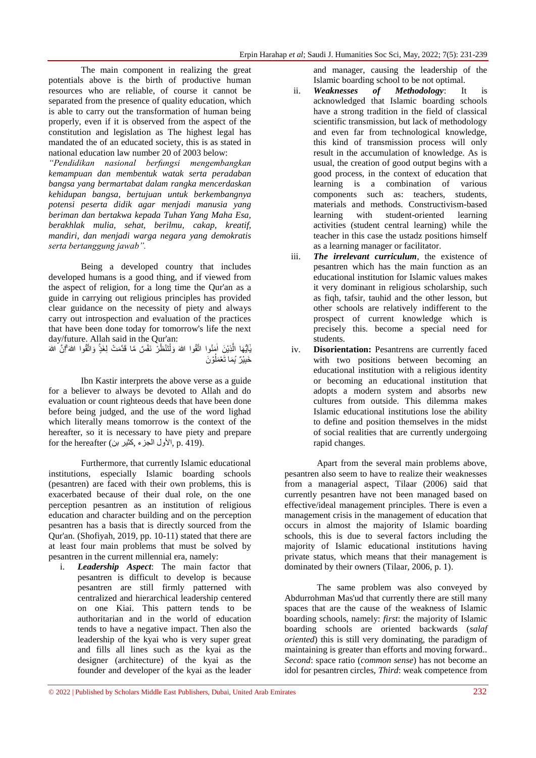The main component in realizing the great potentials above is the birth of productive human resources who are reliable, of course it cannot be separated from the presence of quality education, which is able to carry out the transformation of human being properly, even if it is observed from the aspect of the constitution and legislation as The highest legal has mandated the of an educated society, this is as stated in national education law number 20 of 2003 below:

*"Pendidikan nasional berfungsi mengembangkan kemampuan dan membentuk watak serta peradaban bangsa yang bermartabat dalam rangka mencerdaskan kehidupan bangsa, bertujuan untuk berkembangnya potensi peserta didik agar menjadi manusia yang beriman dan bertakwa kepada Tuhan Yang Maha Esa, berakhlak mulia, sehat, berilmu, cakap, kreatif, mandiri, dan menjadi warga negara yang demokratis serta bertanggung jawab".*

Being a developed country that includes developed humans is a good thing, and if viewed from the aspect of religion, for a long time the Qur'an as a guide in carrying out religious principles has provided clear guidance on the necessity of piety and always carry out introspection and evaluation of the practices that have been done today for tomorrow's life the next day/future. Allah said in the Qur'an:

يٰٓاَيُّهَا الَّذِيْنَ اٰمَنُوا اتَّقُوا اللّٰهَ وَلْتَنْظُرْ نَفْسٌ مَّا قَدَّمَتْ لِغَدٍۚ وَاتَّقُوا اللّٰهَ ۗاِنَّ اللّٰهَ خَبِيْرٌۢ بِمَا تَعْمَلُوْنَ

Ibn Kastir interprets the above verse as a guide for a believer to always be devoted to Allah and do evaluation or count righteous deeds that have been done before being judged, and the use of the word lighad which literally means tomorrow is the context of the hereafter, so it is necessary to have piety and prepare for the hereafter (كثير بن, الجزء الأول, p. 419).

Furthermore, that currently Islamic educational institutions, especially Islamic boarding schools (pesantren) are faced with their own problems, this is exacerbated because of their dual role, on the one perception pesantren as an institution of religious education and character building and on the perception pesantren has a basis that is directly sourced from the Qur'an. (Shofiyah, 2019, pp. 10-11) stated that there are at least four main problems that must be solved by pesantren in the current millennial era, namely:

i. ***Leadership Aspect***: The main factor that pesantren is difficult to develop is because pesantren are still firmly patterned with centralized and hierarchical leadership centered on one Kiai. This pattern tends to be authoritarian and in the world of education tends to have a negative impact. Then also the leadership of the kyai who is very super great and fills all lines such as the kyai as the designer (architecture) of the kyai as the founder and developer of the kyai as the leader and manager, causing the leadership of the Islamic boarding school to be not optimal.
ii. ***Weaknesses of Methodology***: It is acknowledged that Islamic boarding schools have a strong tradition in the field of classical scientific transmission, but lack of methodology and even far from technological knowledge, this kind of transmission process will only result in the accumulation of knowledge. As is usual, the creation of good output begins with a good process, in the context of education that learning is a combination of various components such as: teachers, students, materials and methods. Constructivism-based learning with student-oriented learning activities (student central learning) while the teacher in this case the ustadz positions himself as a learning manager or facilitator.
iii. ***The irrelevant curriculum***, the existence of pesantren which has the main function as an educational institution for Islamic values makes it very dominant in religious scholarship, such as fiqh, tafsir, tauhid and the other lesson, but other schools are relatively indifferent to the prospect of current knowledge which is precisely this. become a special need for students.
iv. **Disorientation:** Pesantrens are currently faced with two positions between becoming an educational institution with a religious identity or becoming an educational institution that adopts a modern system and absorbs new cultures from outside. This dilemma makes Islamic educational institutions lose the ability to define and position themselves in the midst of social realities that are currently undergoing rapid changes.

Apart from the several main problems above, pesantren also seem to have to realize their weaknesses from a managerial aspect, Tilaar (2006) said that currently pesantren have not been managed based on effective/ideal management principles. There is even a management crisis in the management of education that occurs in almost the majority of Islamic boarding schools, this is due to several factors including the majority of Islamic educational institutions having private status, which means that their management is dominated by their owners (Tilaar, 2006, p. 1).

The same problem was also conveyed by Abdurrohman Mas'ud that currently there are still many spaces that are the cause of the weakness of Islamic boarding schools, namely: *first*: the majority of Islamic boarding schools are oriented backwards (*salaf oriented*) this is still very dominating, the paradigm of maintaining is greater than efforts and moving forward.. *Second*: space ratio (*common sense*) has not become an idol for pesantren circles, *Third*: weak competence from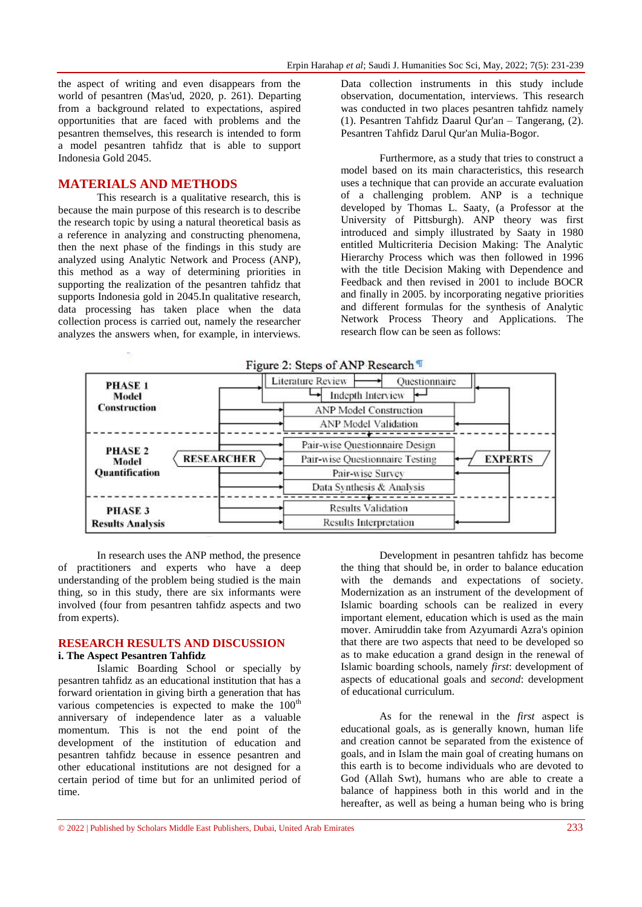the aspect of writing and even disappears from the world of pesantren (Mas'ud, 2020, p. 261). Departing from a background related to expectations, aspired opportunities that are faced with problems and the pesantren themselves, this research is intended to form a model pesantren tahfidz that is able to support Indonesia Gold 2045.

## MATERIALS AND METHODS

This research is a qualitative research, this is because the main purpose of this research is to describe the research topic by using a natural theoretical basis as a reference in analyzing and constructing phenomena, then the next phase of the findings in this study are analyzed using Analytic Network and Process (ANP), this method as a way of determining priorities in supporting the realization of the pesantren tahfidz that supports Indonesia gold in 2045.In qualitative research, data processing has taken place when the data collection process is carried out, namely the researcher analyzes the answers when, for example, in interviews.

Data collection instruments in this study include observation, documentation, interviews. This research was conducted in two places pesantren tahfidz namely (1). Pesantren Tahfidz Daarul Qur'an – Tangerang, (2). Pesantren Tahfidz Darul Qur'an Mulia-Bogor.

Furthermore, as a study that tries to construct a model based on its main characteristics, this research uses a technique that can provide an accurate evaluation of a challenging problem. ANP is a technique developed by Thomas L. Saaty, (a Professor at the University of Pittsburgh). ANP theory was first introduced and simply illustrated by Saaty in 1980 entitled Multicriteria Decision Making: The Analytic Hierarchy Process which was then followed in 1996 with the title Decision Making with Dependence and Feedback and then revised in 2001 to include BOCR and finally in 2005. by incorporating negative priorities and different formulas for the synthesis of Analytic Network Process Theory and Applications. The research flow can be seen as follows:

Figure 2: Steps of ANP Research

| Phase | Steps |
|---|---|
| PHASE 1 Model Construction | Literature Review → Questionnaire; Indepth Interview; ANP Model Construction; ANP Model Validation |
| PHASE 2 Model Quantification | Pair-wise Questionnaire Design; Pair-wise Questionnaire Testing; Pair-wise Survey; Data Synthesis & Analysis |
| PHASE 3 Results Analysis | Results Validation; Results Interpretation |

(RESEARCHER → steps ← EXPERTS)

In research uses the ANP method, the presence of practitioners and experts who have a deep understanding of the problem being studied is the main thing, so in this study, there are six informants were involved (four from pesantren tahfidz aspects and two from experts).

## RESEARCH RESULTS AND DISCUSSION

### i. The Aspect Pesantren Tahfidz

Islamic Boarding School or specially by pesantren tahfidz as an educational institution that has a forward orientation in giving birth a generation that has various competencies is expected to make the 100th anniversary of independence later as a valuable momentum. This is not the end point of the development of the institution of education and pesantren tahfidz because in essence pesantren and other educational institutions are not designed for a certain period of time but for an unlimited period of time.

Development in pesantren tahfidz has become the thing that should be, in order to balance education with the demands and expectations of society. Modernization as an instrument of the development of Islamic boarding schools can be realized in every important element, education which is used as the main mover. Amiruddin take from Azyumardi Azra's opinion that there are two aspects that need to be developed so as to make education a grand design in the renewal of Islamic boarding schools, namely *first*: development of aspects of educational goals and *second*: development of educational curriculum.

As for the renewal in the *first* aspect is educational goals, as is generally known, human life and creation cannot be separated from the existence of goals, and in Islam the main goal of creating humans on this earth is to become individuals who are devoted to God (Allah Swt), humans who are able to create a balance of happiness both in this world and in the hereafter, as well as being a human being who is bring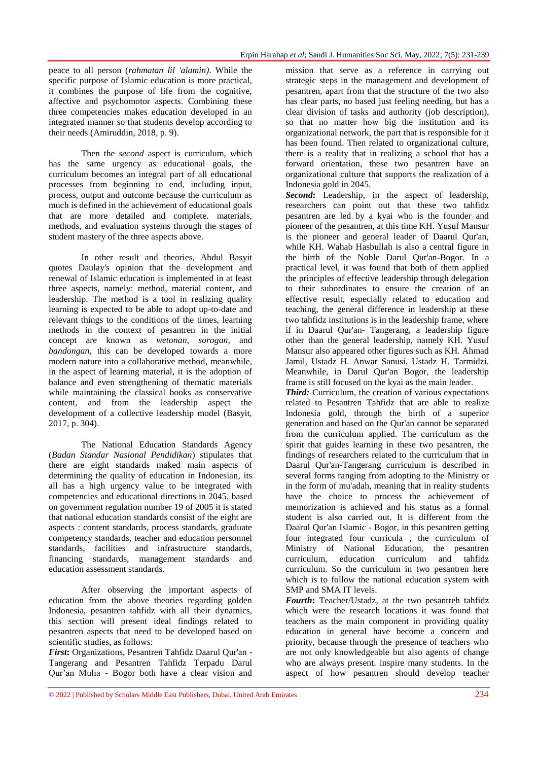peace to all person (*rahmatan lil 'alamin)*. While the specific purpose of Islamic education is more practical, it combines the purpose of life from the cognitive, affective and psychomotor aspects. Combining these three competencies makes education developed in an integrated manner so that students develop according to their needs (Amiruddin, 2018, p. 9).

Then the *second* aspect is curriculum, which has the same urgency as educational goals, the curriculum becomes an integral part of all educational processes from beginning to end, including input, process, output and outcome because the curriculum as much is defined in the achievement of educational goals that are more detailed and complete. materials, methods, and evaluation systems through the stages of student mastery of the three aspects above.

In other result and theories, Abdul Basyit quotes Daulay's opinion that the development and renewal of Islamic education is implemented in at least three aspects, namely: method, material content, and leadership. The method is a tool in realizing quality learning is expected to be able to adopt up-to-date and relevant things to the conditions of the times, learning methods in the context of pesantren in the initial concept are known as *wetonan*, *sorogan*, and *bandongan*, this can be developed towards a more modern nature into a collaborative method, meanwhile, in the aspect of learning material, it is the adoption of balance and even strengthening of thematic materials while maintaining the classical books as conservative content, and from the leadership aspect the development of a collective leadership model (Basyit, 2017, p. 304).

The National Education Standards Agency (*Badan Standar Nasional Pendidikan*) stipulates that there are eight standards maked main aspects of determining the quality of education in Indonesian, its all has a high urgency value to be integrated with competencies and educational directions in 2045, based on government regulation number 19 of 2005 it is stated that national education standards consist of the eight are aspects : content standards, process standards, graduate competency standards, teacher and education personnel standards, facilities and infrastructure standards, financing standards, management standards and education assessment standards.

After observing the important aspects of education from the above theories regarding golden Indonesia, pesantren tahfidz with all their dynamics, this section will present ideal findings related to pesantren aspects that need to be developed based on scientific studies, as follows:

***First*****:** Organizations, Pesantren Tahfidz Daarul Qur'an - Tangerang and Pesantren Tahfidz Terpadu Darul Qur'an Mulia - Bogor both have a clear vision and mission that serve as a reference in carrying out strategic steps in the management and development of pesantren, apart from that the structure of the two also has clear parts, no based just feeling needing, but has a clear division of tasks and authority (job description), so that no matter how big the institution and its organizational network, the part that is responsible for it has been found. Then related to organizational culture, there is a reality that in realizing a school that has a forward orientation, these two pesantren have an organizational culture that supports the realization of a Indonesia gold in 2045.

***Second*****:** Leadership, in the aspect of leadership, researchers can point out that these two tahfidz pesantren are led by a kyai who is the founder and pioneer of the pesantren, at this time KH. Yusuf Mansur is the pioneer and general leader of Daarul Qur'an, while KH. Wahab Hasbullah is also a central figure in the birth of the Noble Darul Qur'an-Bogor. In a practical level, it was found that both of them applied the principles of effective leadership through delegation to their subordinates to ensure the creation of an effective result, especially related to education and teaching, the general difference in leadership at these two tahfidz institutions is in the leadership frame, where if in Daarul Qur'an- Tangerang, a leadership figure other than the general leadership, namely KH. Yusuf Mansur also appeared other figures such as KH. Ahmad Jamil, Ustadz H. Anwar Sanusi, Ustadz H. Tarmidzi. Meanwhile, in Darul Qur'an Bogor, the leadership frame is still focused on the kyai as the main leader.

***Third:*** Curriculum, the creation of various expectations related to Pesantren Tahfidz that are able to realize Indonesia gold, through the birth of a superior generation and based on the Qur'an cannot be separated from the curriculum applied. The curriculum as the spirit that guides learning in these two pesantren, the findings of researchers related to the curriculum that in Daarul Qur'an-Tangerang curriculum is described in several forms ranging from adopting to the Ministry or in the form of mu'adah, meaning that in reality students have the choice to process the achievement of memorization is achieved and his status as a formal student is also carried out. It is different from the Daarul Qur'an Islamic - Bogor, in this pesantren getting four integrated four curricula , the curriculum of Ministry of National Education, the pesantren curriculum, education curriculum and tahfidz curriculum. So the curriculum in two pesantren here which is to follow the national education system with SMP and SMA IT levels.

***Fourth*****:** Teacher/Ustadz, at the two pesantreh tahfidz which were the research locations it was found that teachers as the main component in providing quality education in general have become a concern and priority, because through the presence of teachers who are not only knowledgeable but also agents of change who are always present. inspire many students. In the aspect of how pesantren should develop teacher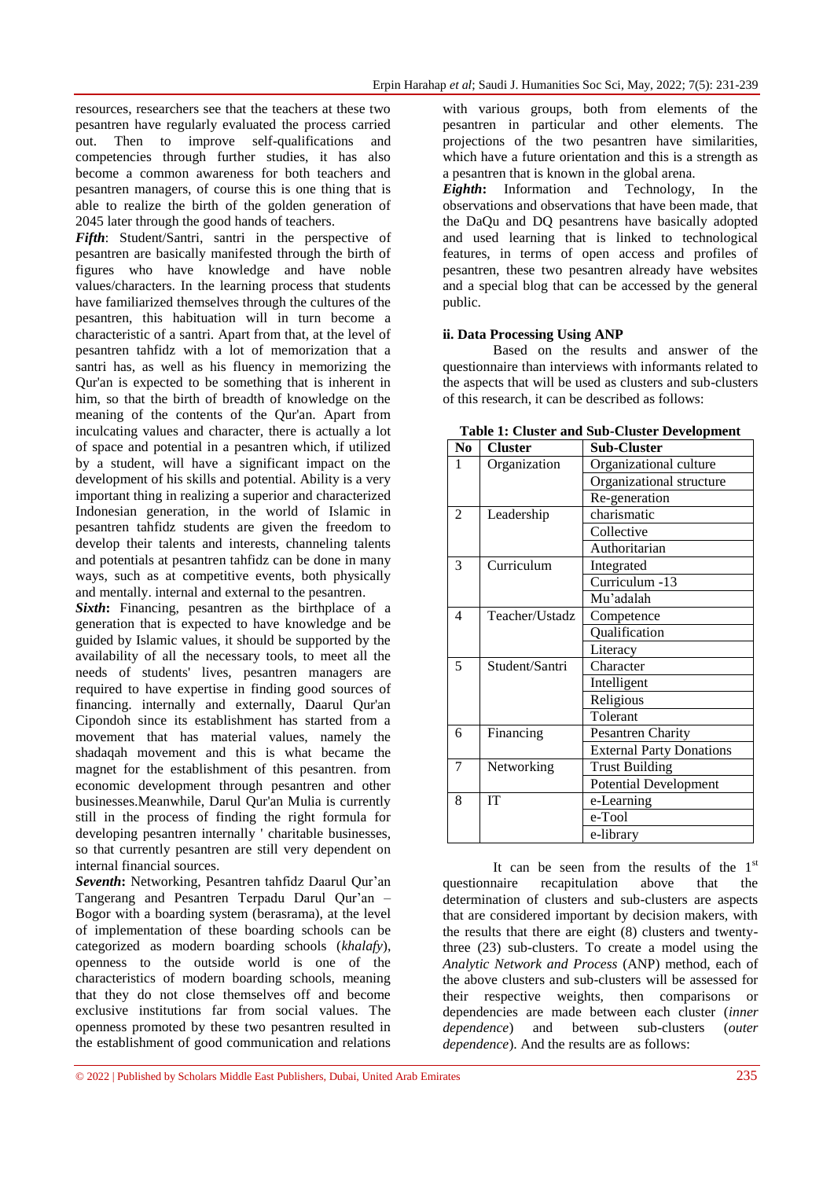resources, researchers see that the teachers at these two pesantren have regularly evaluated the process carried out. Then to improve self-qualifications and competencies through further studies, it has also become a common awareness for both teachers and pesantren managers, of course this is one thing that is able to realize the birth of the golden generation of 2045 later through the good hands of teachers.

***Fifth***: Student/Santri, santri in the perspective of pesantren are basically manifested through the birth of figures who have knowledge and have noble values/characters. In the learning process that students have familiarized themselves through the cultures of the pesantren, this habituation will in turn become a characteristic of a santri. Apart from that, at the level of pesantren tahfidz with a lot of memorization that a santri has, as well as his fluency in memorizing the Qur'an is expected to be something that is inherent in him, so that the birth of breadth of knowledge on the meaning of the contents of the Qur'an. Apart from inculcating values and character, there is actually a lot of space and potential in a pesantren which, if utilized by a student, will have a significant impact on the development of his skills and potential. Ability is a very important thing in realizing a superior and characterized Indonesian generation, in the world of Islamic in pesantren tahfidz students are given the freedom to develop their talents and interests, channeling talents and potentials at pesantren tahfidz can be done in many ways, such as at competitive events, both physically and mentally. internal and external to the pesantren.

***Sixth*****:** Financing, pesantren as the birthplace of a generation that is expected to have knowledge and be guided by Islamic values, it should be supported by the availability of all the necessary tools, to meet all the needs of students' lives, pesantren managers are required to have expertise in finding good sources of financing. internally and externally, Daarul Qur'an Cipondoh since its establishment has started from a movement that has material values, namely the shadaqah movement and this is what became the magnet for the establishment of this pesantren. from economic development through pesantren and other businesses.Meanwhile, Darul Qur'an Mulia is currently still in the process of finding the right formula for developing pesantren internally ' charitable businesses, so that currently pesantren are still very dependent on internal financial sources.

***Seventh*****:** Networking, Pesantren tahfidz Daarul Qur'an Tangerang and Pesantren Terpadu Darul Qur'an – Bogor with a boarding system (berasrama), at the level of implementation of these boarding schools can be categorized as modern boarding schools (*khalafy*), openness to the outside world is one of the characteristics of modern boarding schools, meaning that they do not close themselves off and become exclusive institutions far from social values. The openness promoted by these two pesantren resulted in the establishment of good communication and relations with various groups, both from elements of the pesantren in particular and other elements. The projections of the two pesantren have similarities, which have a future orientation and this is a strength as a pesantren that is known in the global arena.

***Eighth*****:** Information and Technology, In the observations and observations that have been made, that the DaQu and DQ pesantrens have basically adopted and used learning that is linked to technological features, in terms of open access and profiles of pesantren, these two pesantren already have websites and a special blog that can be accessed by the general public.

#### ii. Data Processing Using ANP

Based on the results and answer of the questionnaire than interviews with informants related to the aspects that will be used as clusters and sub-clusters of this research, it can be described as follows:

**Table 1: Cluster and Sub-Cluster Development**

| No | Cluster | Sub-Cluster |
|---|---|---|
| 1 | Organization | Organizational culture |
| | | Organizational structure |
| | | Re-generation |
| 2 | Leadership | charismatic |
| | | Collective |
| | | Authoritarian |
| 3 | Curriculum | Integrated |
| | | Curriculum -13 |
| | | Mu'adalah |
| 4 | Teacher/Ustadz | Competence |
| | | Qualification |
| | | Literacy |
| 5 | Student/Santri | Character |
| | | Intelligent |
| | | Religious |
| | | Tolerant |
| 6 | Financing | Pesantren Charity |
| | | External Party Donations |
| 7 | Networking | Trust Building |
| | | Potential Development |
| 8 | IT | e-Learning |
| | | e-Tool |
| | | e-library |

It can be seen from the results of the 1st questionnaire recapitulation above that the determination of clusters and sub-clusters are aspects that are considered important by decision makers, with the results that there are eight (8) clusters and twenty-three (23) sub-clusters. To create a model using the *Analytic Network and Process* (ANP) method, each of the above clusters and sub-clusters will be assessed for their respective weights, then comparisons or dependencies are made between each cluster (*inner dependence*) and between sub-clusters (*outer dependence*). And the results are as follows: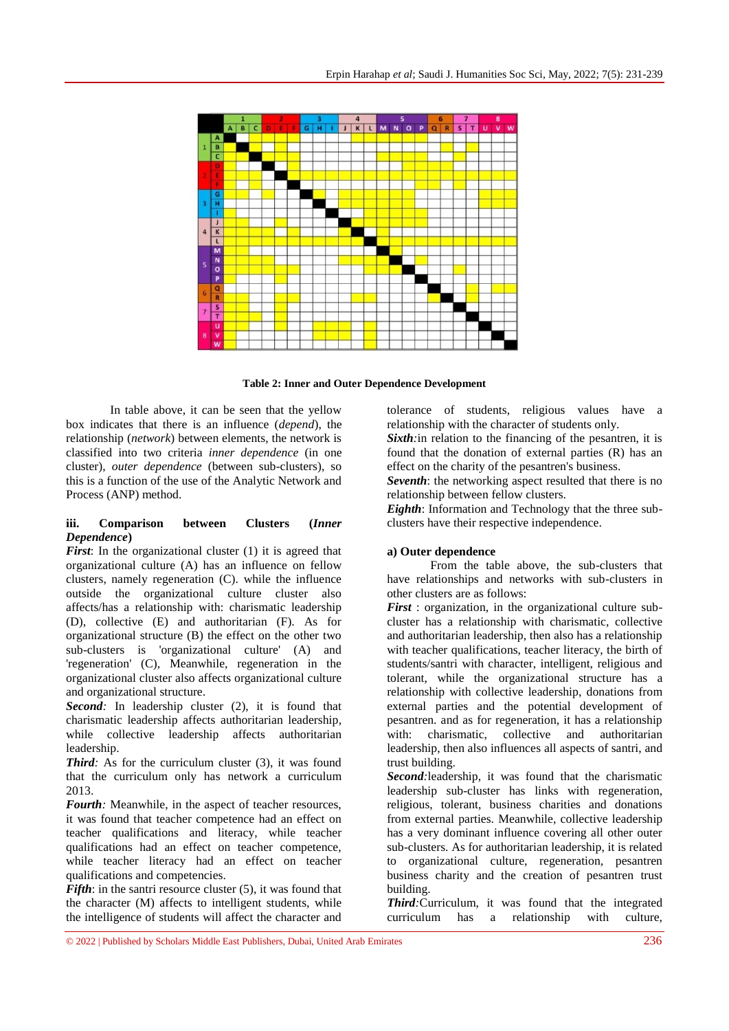**Table 2: Inner and Outer Dependence Development**

In table above, it can be seen that the yellow box indicates that there is an influence (*depend*), the relationship (*network*) between elements, the network is classified into two criteria *inner dependence* (in one cluster), *outer dependence* (between sub-clusters), so this is a function of the use of the Analytic Network and Process (ANP) method.

### iii. Comparison between Clusters (*Inner Dependence*)

***First***: In the organizational cluster (1) it is agreed that organizational culture (A) has an influence on fellow clusters, namely regeneration (C). while the influence outside the organizational culture cluster also affects/has a relationship with: charismatic leadership (D), collective (E) and authoritarian (F). As for organizational structure (B) the effect on the other two sub-clusters is 'organizational culture' (A) and 'regeneration' (C), Meanwhile, regeneration in the organizational cluster also affects organizational culture and organizational structure.

***Second:*** In leadership cluster (2), it is found that charismatic leadership affects authoritarian leadership, while collective leadership affects authoritarian leadership.

***Third:*** As for the curriculum cluster (3), it was found that the curriculum only has network a curriculum 2013.

***Fourth:*** Meanwhile, in the aspect of teacher resources, it was found that teacher competence had an effect on teacher qualifications and literacy, while teacher qualifications had an effect on teacher competence, while teacher literacy had an effect on teacher qualifications and competencies.

***Fifth***: in the santri resource cluster (5), it was found that the character (M) affects to intelligent students, while the intelligence of students will affect the character and tolerance of students, religious values have a relationship with the character of students only.

***Sixth:***in relation to the financing of the pesantren, it is found that the donation of external parties (R) has an effect on the charity of the pesantren's business.

***Seventh***: the networking aspect resulted that there is no relationship between fellow clusters.

***Eighth***: Information and Technology that the three sub-clusters have their respective independence.

#### a) Outer dependence

From the table above, the sub-clusters that have relationships and networks with sub-clusters in other clusters are as follows:

***First*** : organization, in the organizational culture sub-cluster has a relationship with charismatic, collective and authoritarian leadership, then also has a relationship with teacher qualifications, teacher literacy, the birth of students/santri with character, intelligent, religious and tolerant, while the organizational structure has a relationship with collective leadership, donations from external parties and the potential development of pesantren. and as for regeneration, it has a relationship with: charismatic, collective and authoritarian leadership, then also influences all aspects of santri, and trust building.

***Second***:leadership, it was found that the charismatic leadership sub-cluster has links with regeneration, religious, tolerant, business charities and donations from external parties. Meanwhile, collective leadership has a very dominant influence covering all other outer sub-clusters. As for authoritarian leadership, it is related to organizational culture, regeneration, pesantren business charity and the creation of pesantren trust building.

***Third***:Curriculum, it was found that the integrated curriculum has a relationship with culture,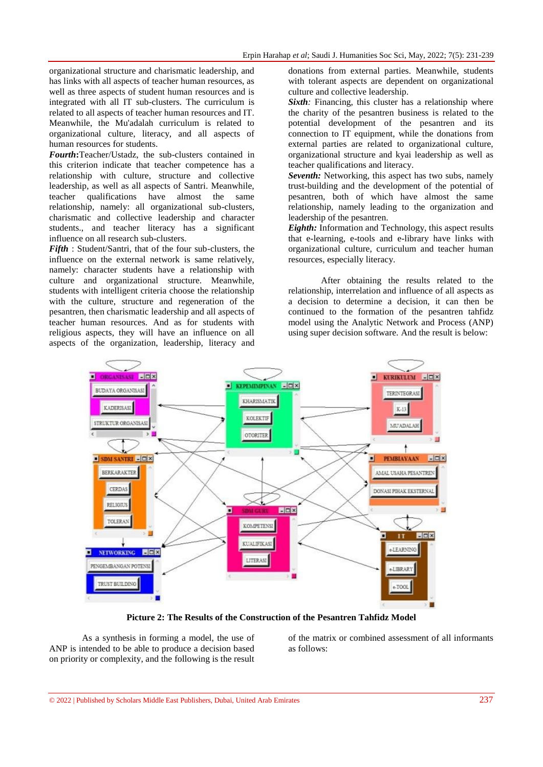organizational structure and charismatic leadership, and has links with all aspects of teacher human resources, as well as three aspects of student human resources and is integrated with all IT sub-clusters. The curriculum is related to all aspects of teacher human resources and IT. Meanwhile, the Mu'adalah curriculum is related to organizational culture, literacy, and all aspects of human resources for students.

***Fourth***:Teacher/Ustadz, the sub-clusters contained in this criterion indicate that teacher competence has a relationship with culture, structure and collective leadership, as well as all aspects of Santri. Meanwhile, teacher qualifications have almost the same relationship, namely: all organizational sub-clusters, charismatic and collective leadership and character students., and teacher literacy has a significant influence on all research sub-clusters.

***Fifth*** : Student/Santri, that of the four sub-clusters, the influence on the external network is same relatively, namely: character students have a relationship with culture and organizational structure. Meanwhile, students with intelligent criteria choose the relationship with the culture, structure and regeneration of the pesantren, then charismatic leadership and all aspects of teacher human resources. And as for students with religious aspects, they will have an influence on all aspects of the organization, leadership, literacy and donations from external parties. Meanwhile, students with tolerant aspects are dependent on organizational culture and collective leadership.

***Sixth****:* Financing, this cluster has a relationship where the charity of the pesantren business is related to the potential development of the pesantren and its connection to IT equipment, while the donations from external parties are related to organizational culture, organizational structure and kyai leadership as well as teacher qualifications and literacy.

***Seventh:*** Networking, this aspect has two subs, namely trust-building and the development of the potential of pesantren, both of which have almost the same relationship, namely leading to the organization and leadership of the pesantren.

***Eighth:*** Information and Technology, this aspect results that e-learning, e-tools and e-library have links with organizational culture, curriculum and teacher human resources, especially literacy.

After obtaining the results related to the relationship, interrelation and influence of all aspects as a decision to determine a decision, it can then be continued to the formation of the pesantren tahfidz model using the Analytic Network and Process (ANP) using super decision software. And the result is below:

**Picture 2: The Results of the Construction of the Pesantren Tahfidz Model**

As a synthesis in forming a model, the use of ANP is intended to be able to produce a decision based on priority or complexity, and the following is the result of the matrix or combined assessment of all informants as follows: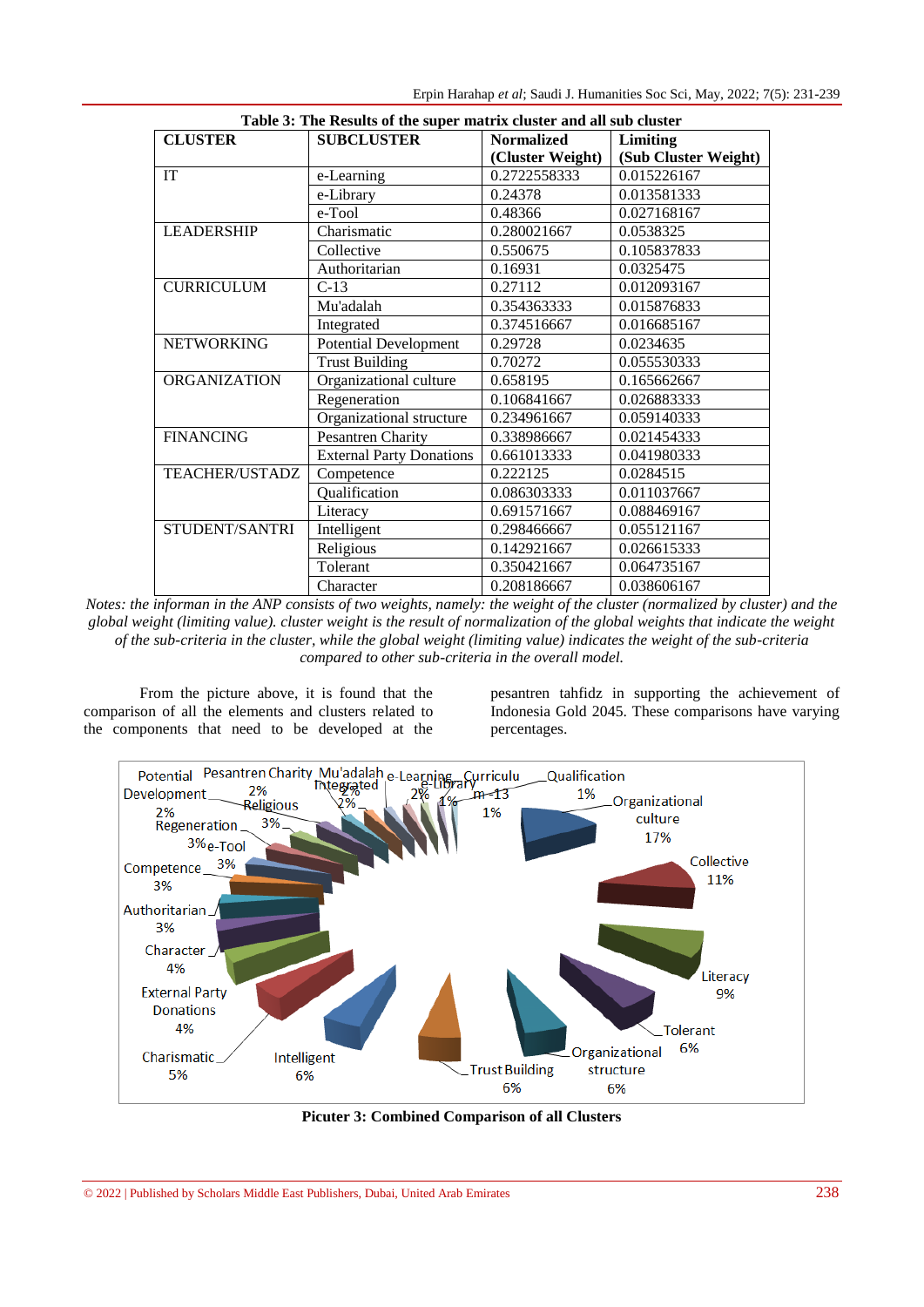**Table 3: The Results of the super matrix cluster and all sub cluster**

| CLUSTER | SUBCLUSTER | Normalized (Cluster Weight) | Limiting (Sub Cluster Weight) |
|---|---|---|---|
| IT | e-Learning | 0.2722558333 | 0.015226167 |
| | e-Library | 0.24378 | 0.013581333 |
| | e-Tool | 0.48366 | 0.027168167 |
| LEADERSHIP | Charismatic | 0.280021667 | 0.0538325 |
| | Collective | 0.550675 | 0.105837833 |
| | Authoritarian | 0.16931 | 0.0325475 |
| CURRICULUM | C-13 | 0.27112 | 0.012093167 |
| | Mu'adalah | 0.354363333 | 0.015876833 |
| | Integrated | 0.374516667 | 0.016685167 |
| NETWORKING | Potential Development | 0.29728 | 0.0234635 |
| | Trust Building | 0.70272 | 0.055530333 |
| ORGANIZATION | Organizational culture | 0.658195 | 0.165662667 |
| | Regeneration | 0.106841667 | 0.026883333 |
| | Organizational structure | 0.234961667 | 0.059140333 |
| FINANCING | Pesantren Charity | 0.338986667 | 0.021454333 |
| | External Party Donations | 0.661013333 | 0.041980333 |
| TEACHER/USTADZ | Competence | 0.222125 | 0.0284515 |
| | Qualification | 0.086303333 | 0.011037667 |
| | Literacy | 0.691571667 | 0.088469167 |
| STUDENT/SANTRI | Intelligent | 0.298466667 | 0.055121167 |
| | Religious | 0.142921667 | 0.026615333 |
| | Tolerant | 0.350421667 | 0.064735167 |
| | Character | 0.208186667 | 0.038606167 |

*Notes: the informan in the ANP consists of two weights, namely: the weight of the cluster (normalized by cluster) and the global weight (limiting value). cluster weight is the result of normalization of the global weights that indicate the weight of the sub-criteria in the cluster, while the global weight (limiting value) indicates the weight of the sub-criteria compared to other sub-criteria in the overall model.*

From the picture above, it is found that the comparison of all the elements and clusters related to the components that need to be developed at the pesantren tahfidz in supporting the achievement of Indonesia Gold 2045. These comparisons have varying percentages.

**Picuter 3: Combined Comparison of all Clusters**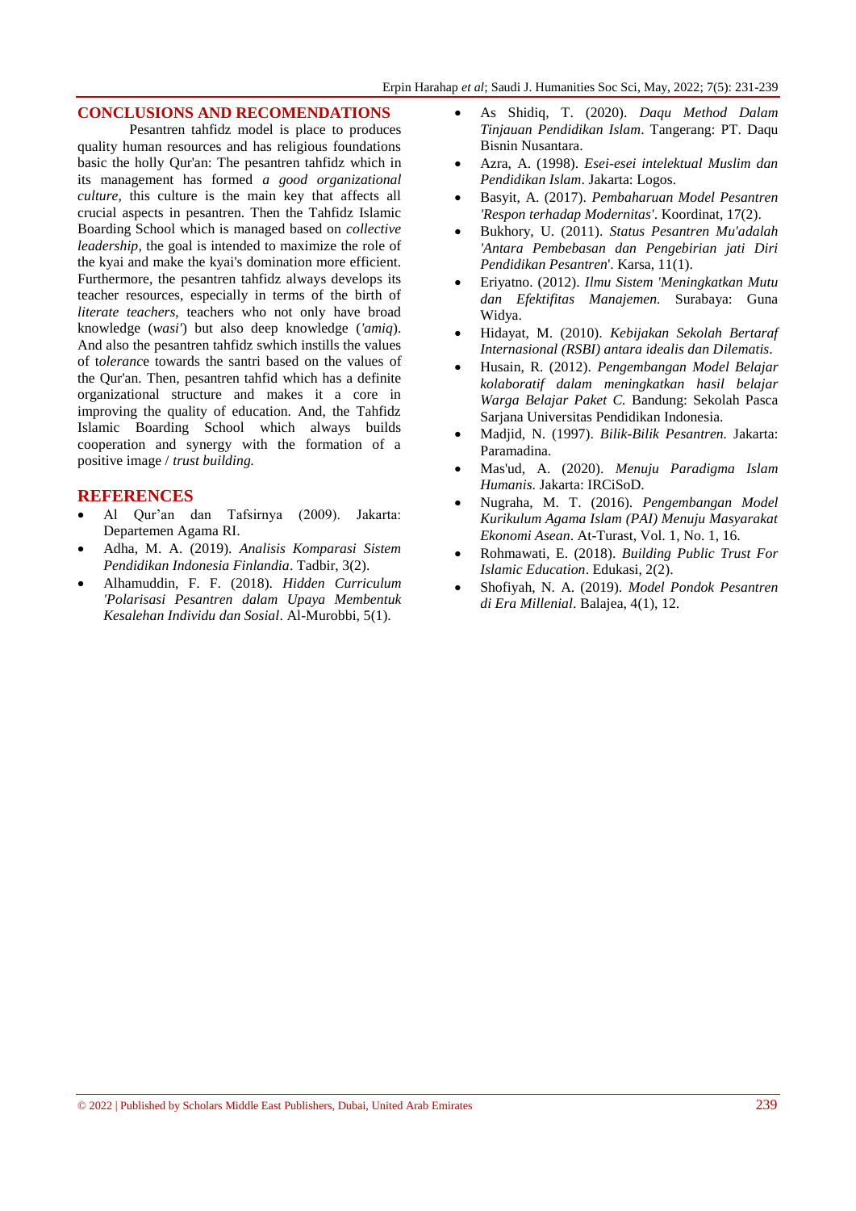## CONCLUSIONS AND RECOMENDATIONS

Pesantren tahfidz model is place to produces quality human resources and has religious foundations basic the holly Qur'an: The pesantren tahfidz which in its management has formed *a good organizational culture*, this culture is the main key that affects all crucial aspects in pesantren. Then the Tahfidz Islamic Boarding School which is managed based on *collective leadership*, the goal is intended to maximize the role of the kyai and make the kyai's domination more efficient. Furthermore, the pesantren tahfidz always develops its teacher resources, especially in terms of the birth of *literate teachers*, teachers who not only have broad knowledge (*wasi'*) but also deep knowledge (*'amiq*). And also the pesantren tahfidz swhich instills the values of t*oleranc*e towards the santri based on the values of the Qur'an. Then, pesantren tahfid which has a definite organizational structure and makes it a core in improving the quality of education. And, the Tahfidz Islamic Boarding School which always builds cooperation and synergy with the formation of a positive image / *trust building.*

## REFERENCES

- Al Qur'an dan Tafsirnya (2009). Jakarta: Departemen Agama RI.
- Adha, M. A. (2019). *Analisis Komparasi Sistem Pendidikan Indonesia Finlandia*. Tadbir, 3(2).
- Alhamuddin, F. F. (2018). *Hidden Curriculum 'Polarisasi Pesantren dalam Upaya Membentuk Kesalehan Individu dan Sosial*. Al-Murobbi, 5(1).
- As Shidiq, T. (2020). *Daqu Method Dalam Tinjauan Pendidikan Islam*. Tangerang: PT. Daqu Bisnin Nusantara.
- Azra, A. (1998). *Esei-esei intelektual Muslim dan Pendidikan Islam*. Jakarta: Logos.
- Basyit, A. (2017). *Pembaharuan Model Pesantren 'Respon terhadap Modernitas'*. Koordinat, 17(2).
- Bukhory, U. (2011). *Status Pesantren Mu'adalah 'Antara Pembebasan dan Pengebirian jati Diri Pendidikan Pesantren*'. Karsa, 11(1).
- Eriyatno. (2012). *Ilmu Sistem 'Meningkatkan Mutu dan Efektifitas Manajemen.* Surabaya: Guna Widya.
- Hidayat, M. (2010). *Kebijakan Sekolah Bertaraf Internasional (RSBI) antara idealis dan Dilematis*.
- Husain, R. (2012). *Pengembangan Model Belajar kolaboratif dalam meningkatkan hasil belajar Warga Belajar Paket C.* Bandung: Sekolah Pasca Sarjana Universitas Pendidikan Indonesia.
- Madjid, N. (1997). *Bilik-Bilik Pesantren.* Jakarta: Paramadina.
- Mas'ud, A. (2020). *Menuju Paradigma Islam Humanis*. Jakarta: IRCiSoD.
- Nugraha, M. T. (2016). *Pengembangan Model Kurikulum Agama Islam (PAI) Menuju Masyarakat Ekonomi Asean*. At-Turast, Vol. 1, No. 1, 16.
- Rohmawati, E. (2018). *Building Public Trust For Islamic Education*. Edukasi, 2(2).
- Shofiyah, N. A. (2019). *Model Pondok Pesantren di Era Millenial*. Balajea, 4(1), 12.